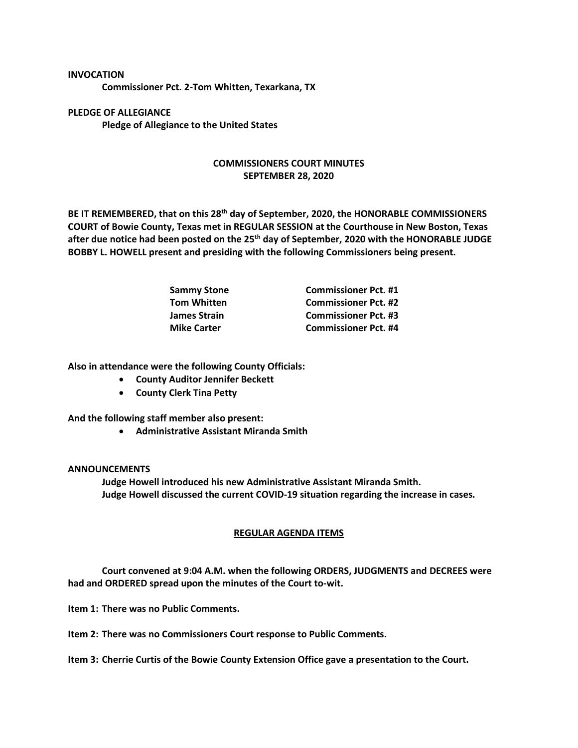**INVOCATION**

**Commissioner Pct. 2-Tom Whitten, Texarkana, TX**

**PLEDGE OF ALLEGIANCE**

**Pledge of Allegiance to the United States**

## COMMISSIONERS COURT MINUTES
## SEPTEMBER 28, 2020

**BE IT REMEMBERED, that on this 28th day of September, 2020, the HONORABLE COMMISSIONERS COURT of Bowie County, Texas met in REGULAR SESSION at the Courthouse in New Boston, Texas after due notice had been posted on the 25th day of September, 2020 with the HONORABLE JUDGE BOBBY L. HOWELL present and presiding with the following Commissioners being present.**

| | |
|---|---|
| **Sammy Stone** | **Commissioner Pct. #1** |
| **Tom Whitten** | **Commissioner Pct. #2** |
| **James Strain** | **Commissioner Pct. #3** |
| **Mike Carter** | **Commissioner Pct. #4** |

**Also in attendance were the following County Officials:**

- **County Auditor Jennifer Beckett**
- **County Clerk Tina Petty**

**And the following staff member also present:**

- **Administrative Assistant Miranda Smith**

**ANNOUNCEMENTS**

**Judge Howell introduced his new Administrative Assistant Miranda Smith.**
**Judge Howell discussed the current COVID-19 situation regarding the increase in cases.**

**REGULAR AGENDA ITEMS**

**Court convened at 9:04 A.M. when the following ORDERS, JUDGMENTS and DECREES were had and ORDERED spread upon the minutes of the Court to-wit.**

**Item 1: There was no Public Comments.**

**Item 2: There was no Commissioners Court response to Public Comments.**

**Item 3: Cherrie Curtis of the Bowie County Extension Office gave a presentation to the Court.**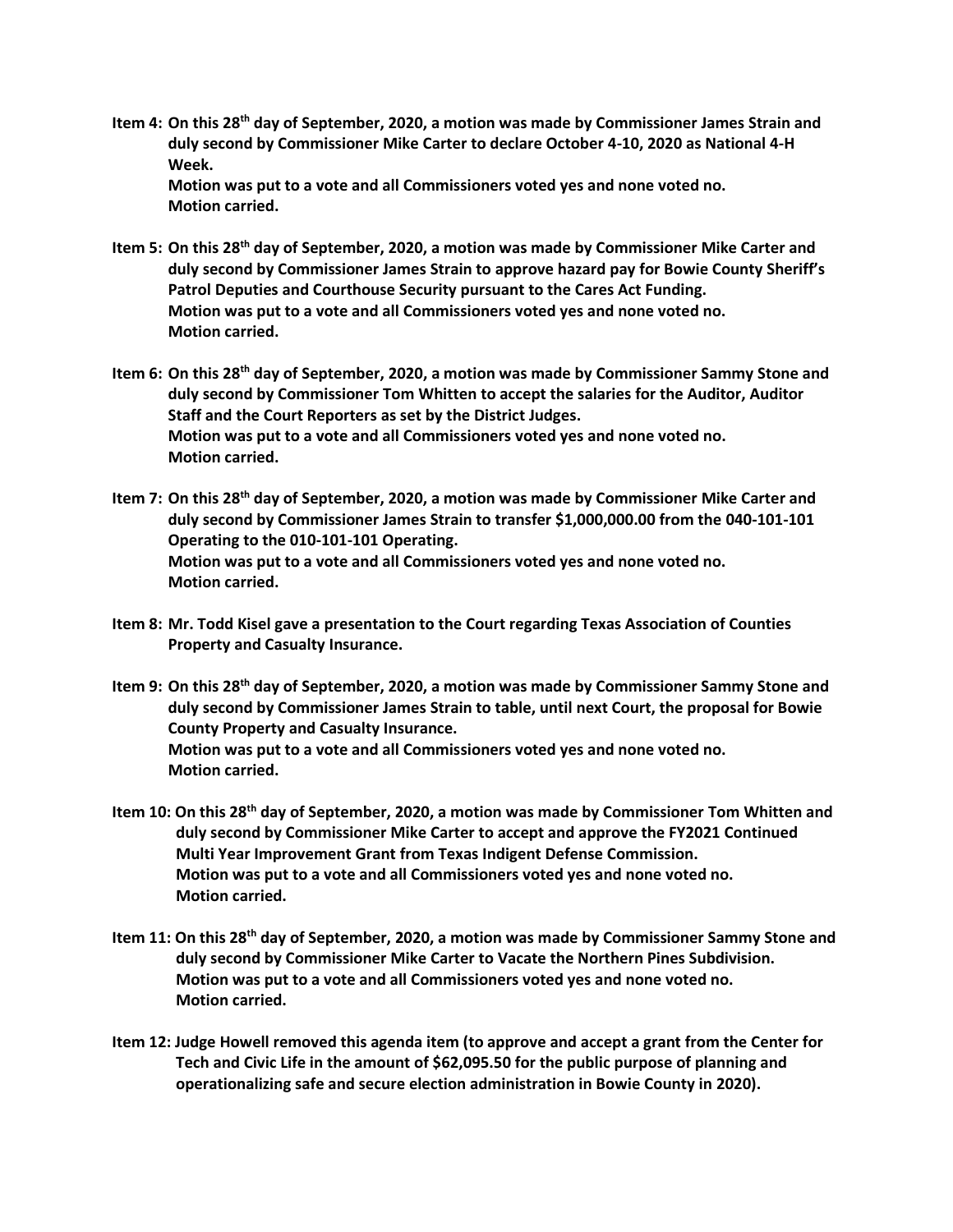**Item 4: On this 28th day of September, 2020, a motion was made by Commissioner James Strain and duly second by Commissioner Mike Carter to declare October 4-10, 2020 as National 4-H Week.**
**Motion was put to a vote and all Commissioners voted yes and none voted no.**
**Motion carried.**

**Item 5: On this 28th day of September, 2020, a motion was made by Commissioner Mike Carter and duly second by Commissioner James Strain to approve hazard pay for Bowie County Sheriff's Patrol Deputies and Courthouse Security pursuant to the Cares Act Funding.**
**Motion was put to a vote and all Commissioners voted yes and none voted no.**
**Motion carried.**

**Item 6: On this 28th day of September, 2020, a motion was made by Commissioner Sammy Stone and duly second by Commissioner Tom Whitten to accept the salaries for the Auditor, Auditor Staff and the Court Reporters as set by the District Judges.**
**Motion was put to a vote and all Commissioners voted yes and none voted no.**
**Motion carried.**

**Item 7: On this 28th day of September, 2020, a motion was made by Commissioner Mike Carter and duly second by Commissioner James Strain to transfer $1,000,000.00 from the 040-101-101 Operating to the 010-101-101 Operating.**
**Motion was put to a vote and all Commissioners voted yes and none voted no.**
**Motion carried.**

**Item 8: Mr. Todd Kisel gave a presentation to the Court regarding Texas Association of Counties Property and Casualty Insurance.**

**Item 9: On this 28th day of September, 2020, a motion was made by Commissioner Sammy Stone and duly second by Commissioner James Strain to table, until next Court, the proposal for Bowie County Property and Casualty Insurance.**
**Motion was put to a vote and all Commissioners voted yes and none voted no.**
**Motion carried.**

**Item 10: On this 28th day of September, 2020, a motion was made by Commissioner Tom Whitten and duly second by Commissioner Mike Carter to accept and approve the FY2021 Continued Multi Year Improvement Grant from Texas Indigent Defense Commission.**
**Motion was put to a vote and all Commissioners voted yes and none voted no.**
**Motion carried.**

**Item 11: On this 28th day of September, 2020, a motion was made by Commissioner Sammy Stone and duly second by Commissioner Mike Carter to Vacate the Northern Pines Subdivision.**
**Motion was put to a vote and all Commissioners voted yes and none voted no.**
**Motion carried.**

**Item 12: Judge Howell removed this agenda item (to approve and accept a grant from the Center for Tech and Civic Life in the amount of $62,095.50 for the public purpose of planning and operationalizing safe and secure election administration in Bowie County in 2020).**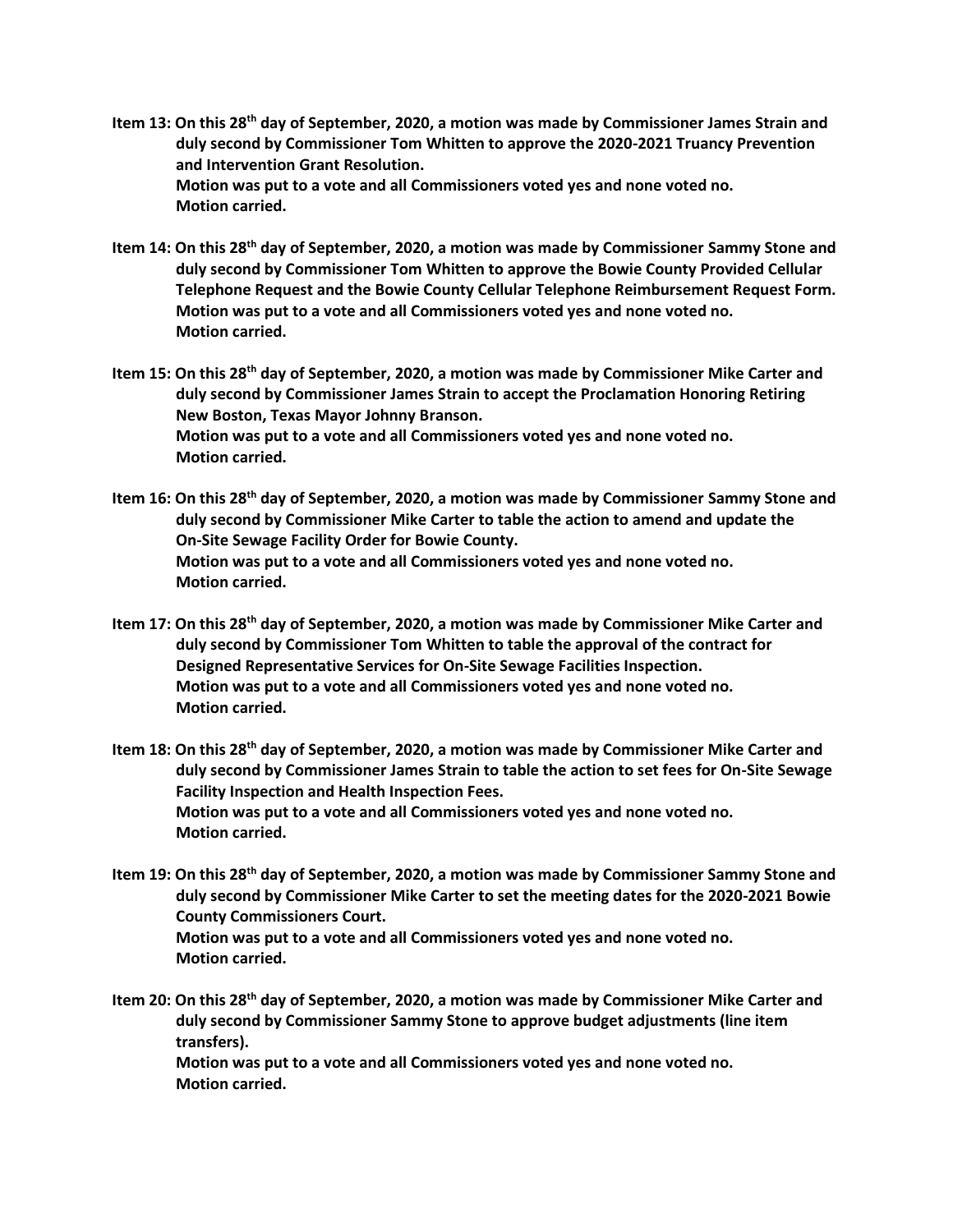**Item 13: On this 28th day of September, 2020, a motion was made by Commissioner James Strain and duly second by Commissioner Tom Whitten to approve the 2020-2021 Truancy Prevention and Intervention Grant Resolution.**
**Motion was put to a vote and all Commissioners voted yes and none voted no.**
**Motion carried.**

**Item 14: On this 28th day of September, 2020, a motion was made by Commissioner Sammy Stone and duly second by Commissioner Tom Whitten to approve the Bowie County Provided Cellular Telephone Request and the Bowie County Cellular Telephone Reimbursement Request Form.**
**Motion was put to a vote and all Commissioners voted yes and none voted no.**
**Motion carried.**

**Item 15: On this 28th day of September, 2020, a motion was made by Commissioner Mike Carter and duly second by Commissioner James Strain to accept the Proclamation Honoring Retiring New Boston, Texas Mayor Johnny Branson.**
**Motion was put to a vote and all Commissioners voted yes and none voted no.**
**Motion carried.**

**Item 16: On this 28th day of September, 2020, a motion was made by Commissioner Sammy Stone and duly second by Commissioner Mike Carter to table the action to amend and update the On-Site Sewage Facility Order for Bowie County.**
**Motion was put to a vote and all Commissioners voted yes and none voted no.**
**Motion carried.**

**Item 17: On this 28th day of September, 2020, a motion was made by Commissioner Mike Carter and duly second by Commissioner Tom Whitten to table the approval of the contract for Designed Representative Services for On-Site Sewage Facilities Inspection.**
**Motion was put to a vote and all Commissioners voted yes and none voted no.**
**Motion carried.**

**Item 18: On this 28th day of September, 2020, a motion was made by Commissioner Mike Carter and duly second by Commissioner James Strain to table the action to set fees for On-Site Sewage Facility Inspection and Health Inspection Fees.**
**Motion was put to a vote and all Commissioners voted yes and none voted no.**
**Motion carried.**

**Item 19: On this 28th day of September, 2020, a motion was made by Commissioner Sammy Stone and duly second by Commissioner Mike Carter to set the meeting dates for the 2020-2021 Bowie County Commissioners Court.**
**Motion was put to a vote and all Commissioners voted yes and none voted no.**
**Motion carried.**

**Item 20: On this 28th day of September, 2020, a motion was made by Commissioner Mike Carter and duly second by Commissioner Sammy Stone to approve budget adjustments (line item transfers).**
**Motion was put to a vote and all Commissioners voted yes and none voted no.**
**Motion carried.**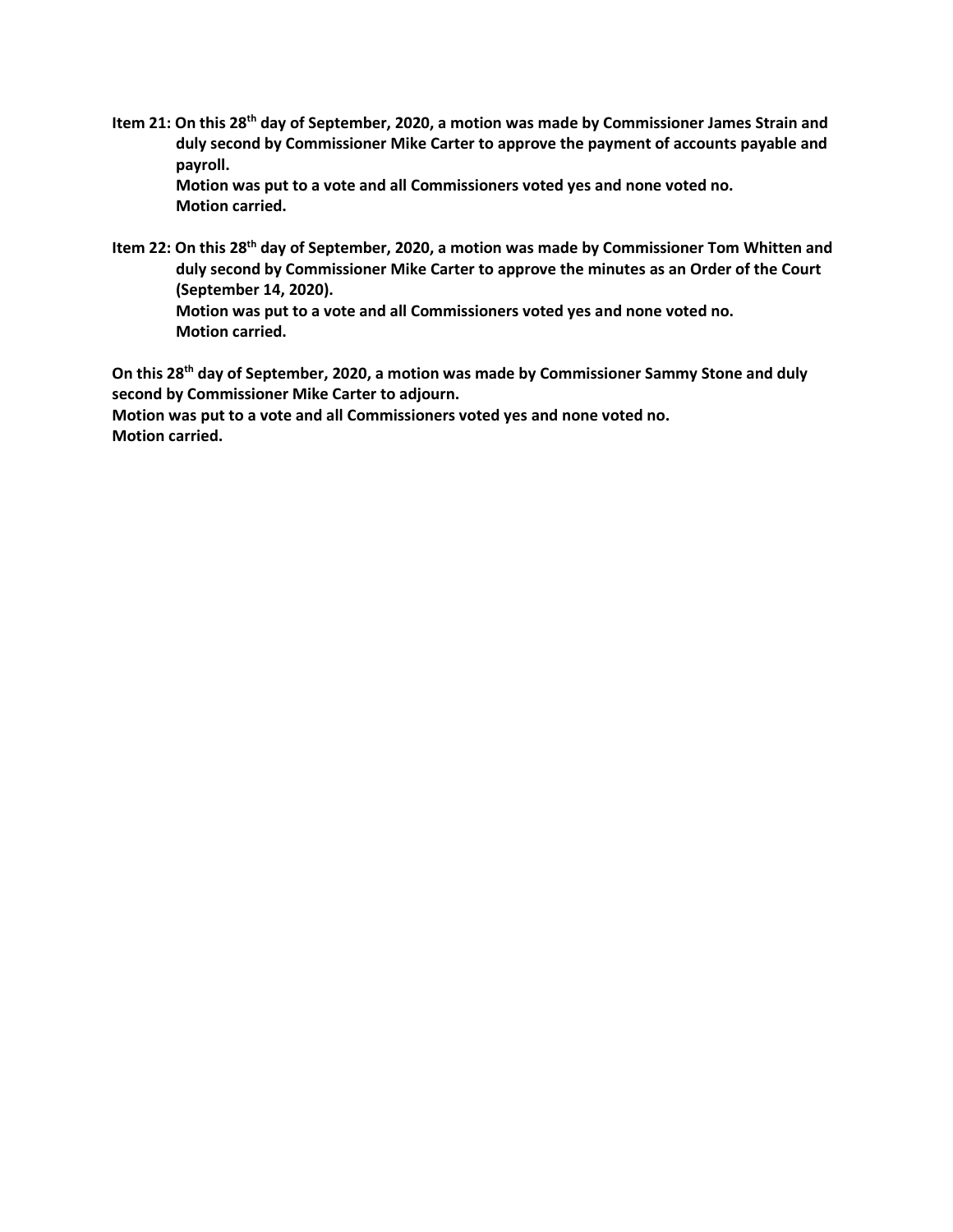**Item 21: On this 28th day of September, 2020, a motion was made by Commissioner James Strain and duly second by Commissioner Mike Carter to approve the payment of accounts payable and payroll.**
**Motion was put to a vote and all Commissioners voted yes and none voted no.**
**Motion carried.**

**Item 22: On this 28th day of September, 2020, a motion was made by Commissioner Tom Whitten and duly second by Commissioner Mike Carter to approve the minutes as an Order of the Court (September 14, 2020).**
**Motion was put to a vote and all Commissioners voted yes and none voted no.**
**Motion carried.**

**On this 28th day of September, 2020, a motion was made by Commissioner Sammy Stone and duly second by Commissioner Mike Carter to adjourn.**
**Motion was put to a vote and all Commissioners voted yes and none voted no.**
**Motion carried.**